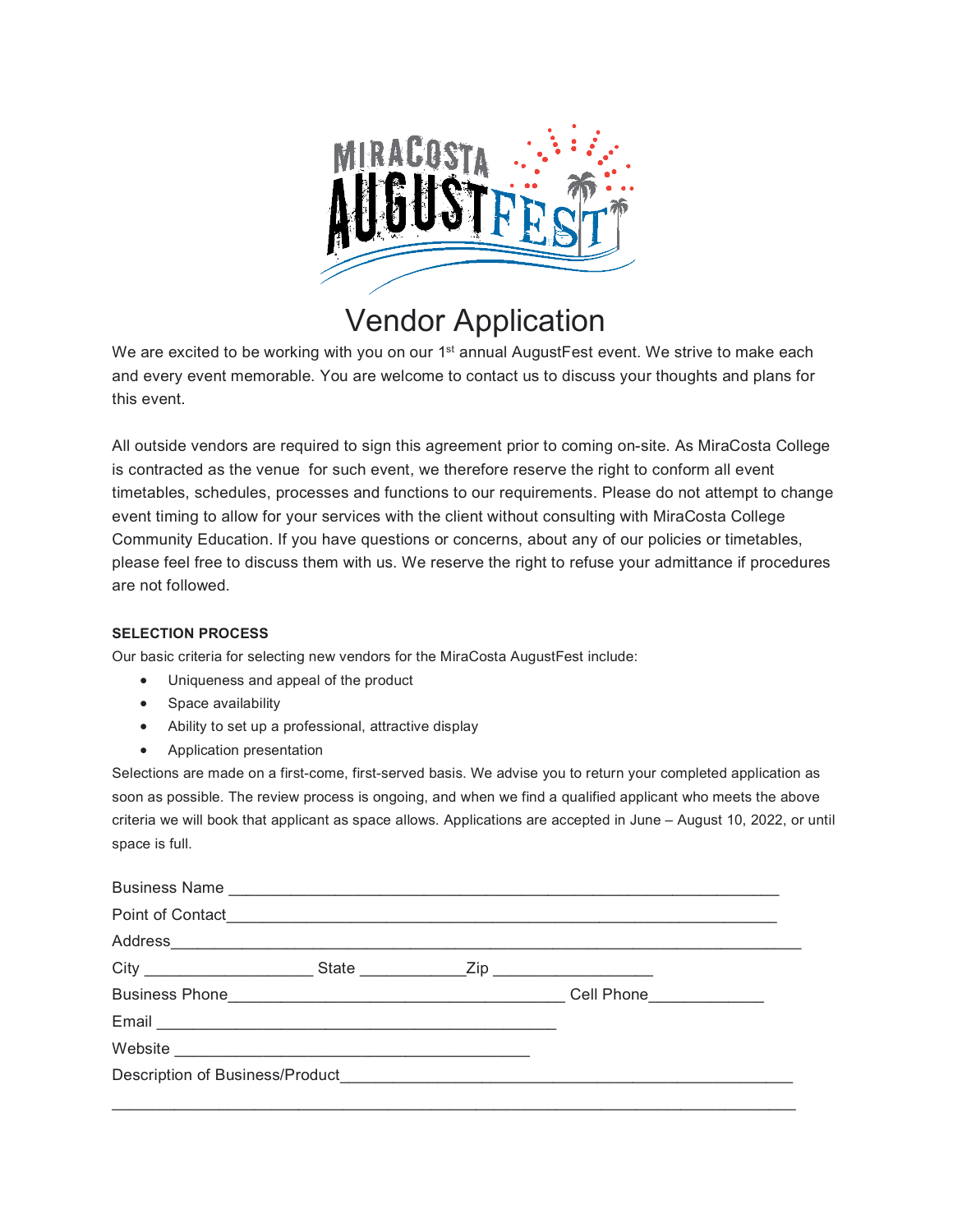MIRACOSTA AUGUSTFEST

# Vendor Application

We are excited to be working with you on our 1st annual AugustFest event. We strive to make each and every event memorable. You are welcome to contact us to discuss your thoughts and plans for this event.

All outside vendors are required to sign this agreement prior to coming on-site. As MiraCosta College is contracted as the venue for such event, we therefore reserve the right to conform all event timetables, schedules, processes and functions to our requirements. Please do not attempt to change event timing to allow for your services with the client without consulting with MiraCosta College Community Education. If you have questions or concerns, about any of our policies or timetables, please feel free to discuss them with us. We reserve the right to refuse your admittance if procedures are not followed.

**SELECTION PROCESS**

Our basic criteria for selecting new vendors for the MiraCosta AugustFest include:

- Uniqueness and appeal of the product
- Space availability
- Ability to set up a professional, attractive display
- Application presentation

Selections are made on a first-come, first-served basis. We advise you to return your completed application as soon as possible. The review process is ongoing, and when we find a qualified applicant who meets the above criteria we will book that applicant as space allows. Applications are accepted in June – August 10, 2022, or until space is full.

Business Name ___________________________________________________________

Point of Contact__________________________________________________________

Address__________________________________________________________________

City ___________________ State ___________Zip __________________

Business Phone_______________________________________ Cell Phone_____________

Email ______________________________________________

Website _________________________________________

Description of Business/Product_____________________________________________________

_______________________________________________________________________________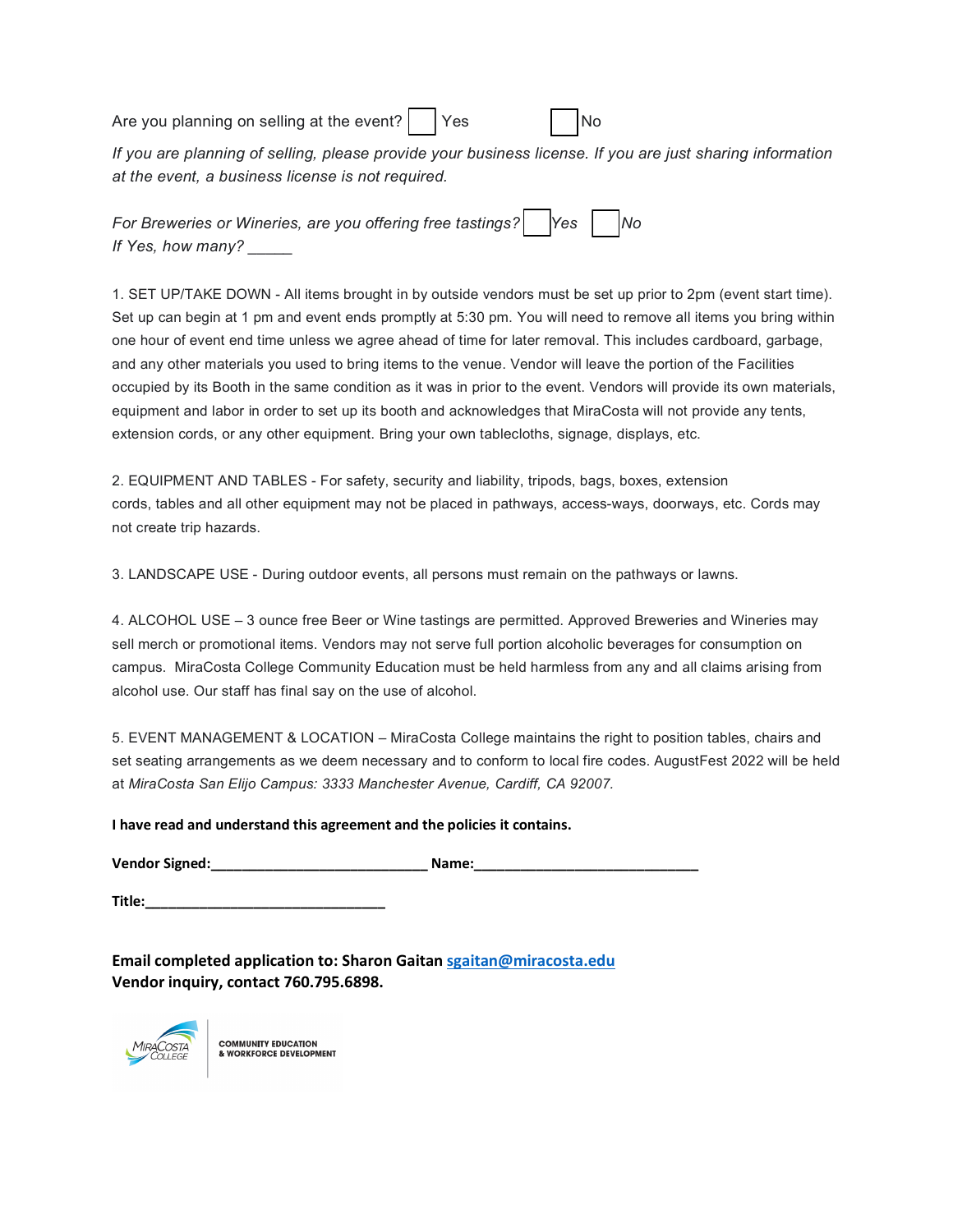Are you planning on selling at the event? ☐ Yes ☐ No

*If you are planning of selling, please provide your business license. If you are just sharing information at the event, a business license is not required.*

*For Breweries or Wineries, are you offering free tastings?* ☐ *Yes* ☐ *No*
*If Yes, how many? _____*

1. SET UP/TAKE DOWN - All items brought in by outside vendors must be set up prior to 2pm (event start time). Set up can begin at 1 pm and event ends promptly at 5:30 pm. You will need to remove all items you bring within one hour of event end time unless we agree ahead of time for later removal. This includes cardboard, garbage, and any other materials you used to bring items to the venue. Vendor will leave the portion of the Facilities occupied by its Booth in the same condition as it was in prior to the event. Vendors will provide its own materials, equipment and labor in order to set up its booth and acknowledges that MiraCosta will not provide any tents, extension cords, or any other equipment. Bring your own tablecloths, signage, displays, etc.

2. EQUIPMENT AND TABLES - For safety, security and liability, tripods, bags, boxes, extension cords, tables and all other equipment may not be placed in pathways, access-ways, doorways, etc. Cords may not create trip hazards.

3. LANDSCAPE USE - During outdoor events, all persons must remain on the pathways or lawns.

4. ALCOHOL USE – 3 ounce free Beer or Wine tastings are permitted. Approved Breweries and Wineries may sell merch or promotional items. Vendors may not serve full portion alcoholic beverages for consumption on campus. MiraCosta College Community Education must be held harmless from any and all claims arising from alcohol use. Our staff has final say on the use of alcohol.

5. EVENT MANAGEMENT & LOCATION – MiraCosta College maintains the right to position tables, chairs and set seating arrangements as we deem necessary and to conform to local fire codes. AugustFest 2022 will be held at *MiraCosta San Elijo Campus: 3333 Manchester Avenue, Cardiff, CA 92007.*

**I have read and understand this agreement and the policies it contains.**

**Vendor Signed:___________________________ Name:_____________________________**

**Title:_______________________________**

**Email completed application to: Sharon Gaitan [sgaitan@miracosta.edu](mailto:sgaitan@miracosta.edu)**
**Vendor inquiry, contact 760.795.6898.**

MiraCosta College | COMMUNITY EDUCATION & WORKFORCE DEVELOPMENT